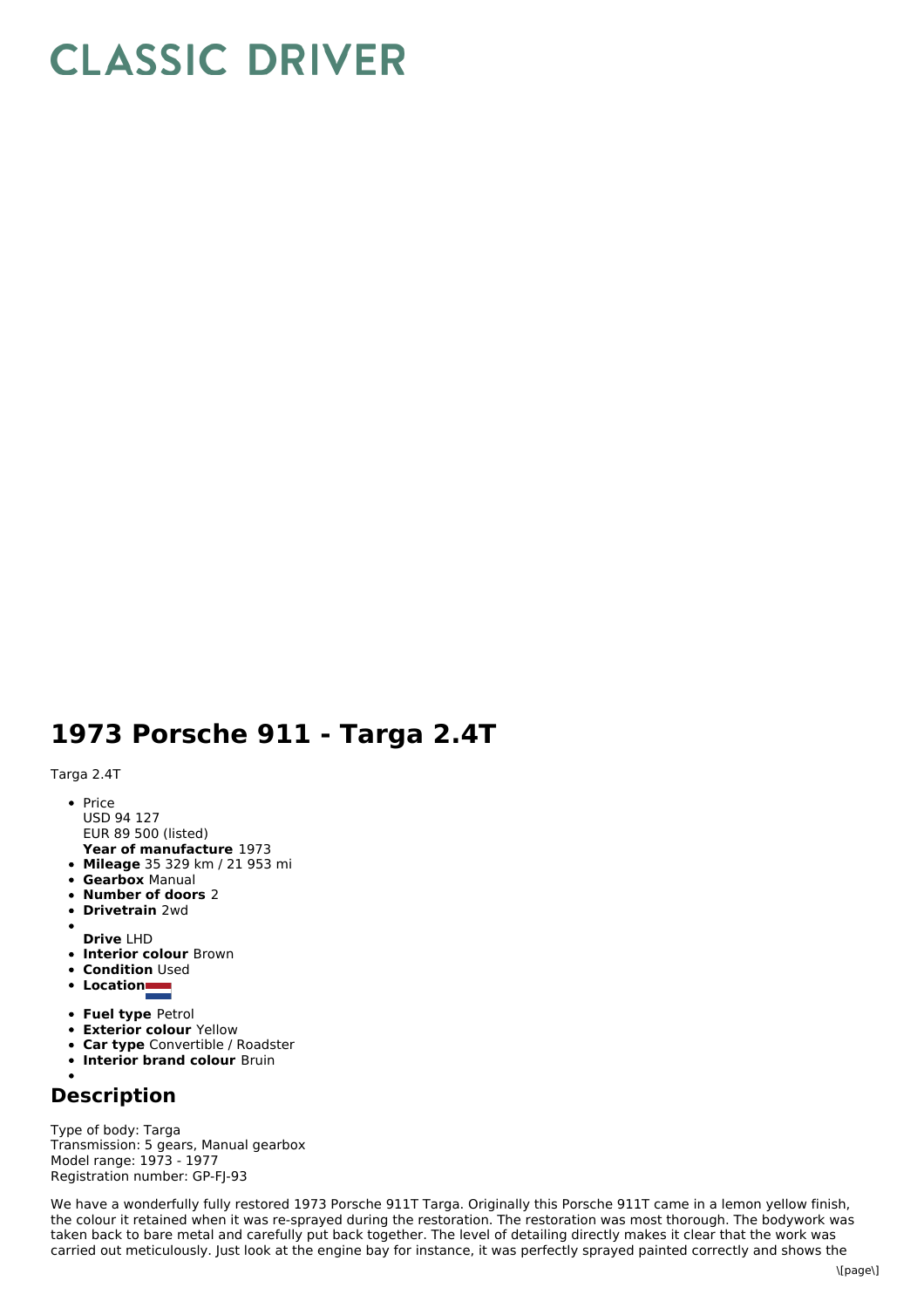# CLASSIC DRIVER

# 1973 Porsche 911 - Targa 2.4T

Targa 2.4T

- Price
  USD 94 127
  EUR 89 500 (listed)
  **Year of manufacture** 1973
- **Mileage** 35 329 km / 21 953 mi
- **Gearbox** Manual
- **Number of doors** 2
- **Drivetrain** 2wd
- 
  **Drive** LHD
- **Interior colour** Brown
- **Condition** Used
- **Location**
- **Fuel type** Petrol
- **Exterior colour** Yellow
- **Car type** Convertible / Roadster
- **Interior brand colour** Bruin
- 

## Description

Type of body: Targa
Transmission: 5 gears, Manual gearbox
Model range: 1973 - 1977
Registration number: GP-FJ-93

We have a wonderfully fully restored 1973 Porsche 911T Targa. Originally this Porsche 911T came in a lemon yellow finish, the colour it retained when it was re-sprayed during the restoration. The restoration was most thorough. The bodywork was taken back to bare metal and carefully put back together. The level of detailing directly makes it clear that the work was carried out meticulously. Just look at the engine bay for instance, it was perfectly sprayed painted correctly and shows the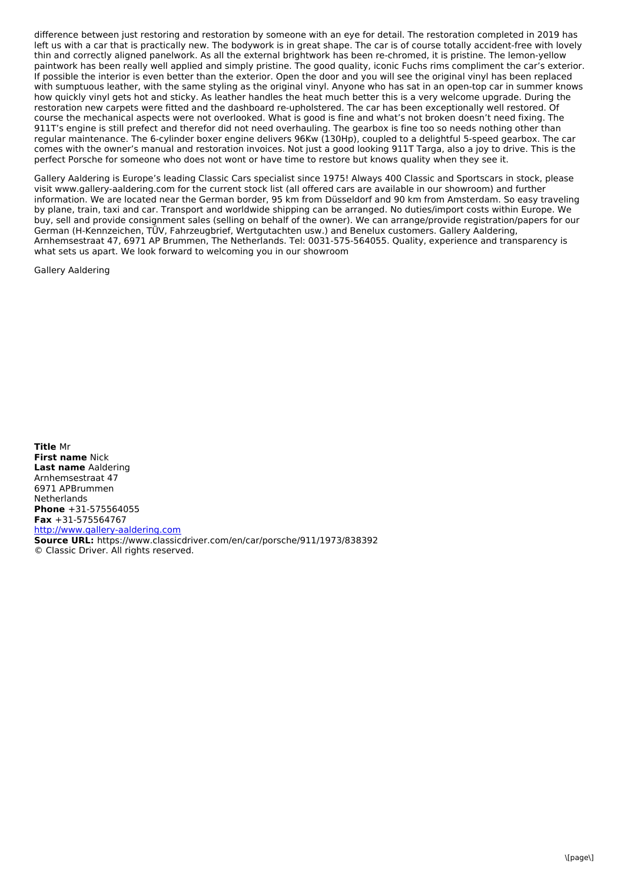difference between just restoring and restoration by someone with an eye for detail. The restoration completed in 2019 has left us with a car that is practically new. The bodywork is in great shape. The car is of course totally accident-free with lovely thin and correctly aligned panelwork. As all the external brightwork has been re-chromed, it is pristine. The lemon-yellow paintwork has been really well applied and simply pristine. The good quality, iconic Fuchs rims compliment the car's exterior. If possible the interior is even better than the exterior. Open the door and you will see the original vinyl has been replaced with sumptuous leather, with the same styling as the original vinyl. Anyone who has sat in an open-top car in summer knows how quickly vinyl gets hot and sticky. As leather handles the heat much better this is a very welcome upgrade. During the restoration new carpets were fitted and the dashboard re-upholstered. The car has been exceptionally well restored. Of course the mechanical aspects were not overlooked. What is good is fine and what's not broken doesn't need fixing. The 911T's engine is still prefect and therefor did not need overhauling. The gearbox is fine too so needs nothing other than regular maintenance. The 6-cylinder boxer engine delivers 96Kw (130Hp), coupled to a delightful 5-speed gearbox. The car comes with the owner's manual and restoration invoices. Not just a good looking 911T Targa, also a joy to drive. This is the perfect Porsche for someone who does not wont or have time to restore but knows quality when they see it.

Gallery Aaldering is Europe's leading Classic Cars specialist since 1975! Always 400 Classic and Sportscars in stock, please visit www.gallery-aaldering.com for the current stock list (all offered cars are available in our showroom) and further information. We are located near the German border, 95 km from Düsseldorf and 90 km from Amsterdam. So easy traveling by plane, train, taxi and car. Transport and worldwide shipping can be arranged. No duties/import costs within Europe. We buy, sell and provide consignment sales (selling on behalf of the owner). We can arrange/provide registration/papers for our German (H-Kennzeichen, TÜV, Fahrzeugbrief, Wertgutachten usw.) and Benelux customers. Gallery Aaldering, Arnhemsestraat 47, 6971 AP Brummen, The Netherlands. Tel: 0031-575-564055. Quality, experience and transparency is what sets us apart. We look forward to welcoming you in our showroom

Gallery Aaldering

**Title** Mr
**First name** Nick
**Last name** Aaldering
Arnhemsestraat 47
6971 APBrummen
Netherlands
**Phone** +31-575564055
**Fax** +31-575564767
http://www.gallery-aaldering.com
**Source URL:** https://www.classicdriver.com/en/car/porsche/911/1973/838392
© Classic Driver. All rights reserved.